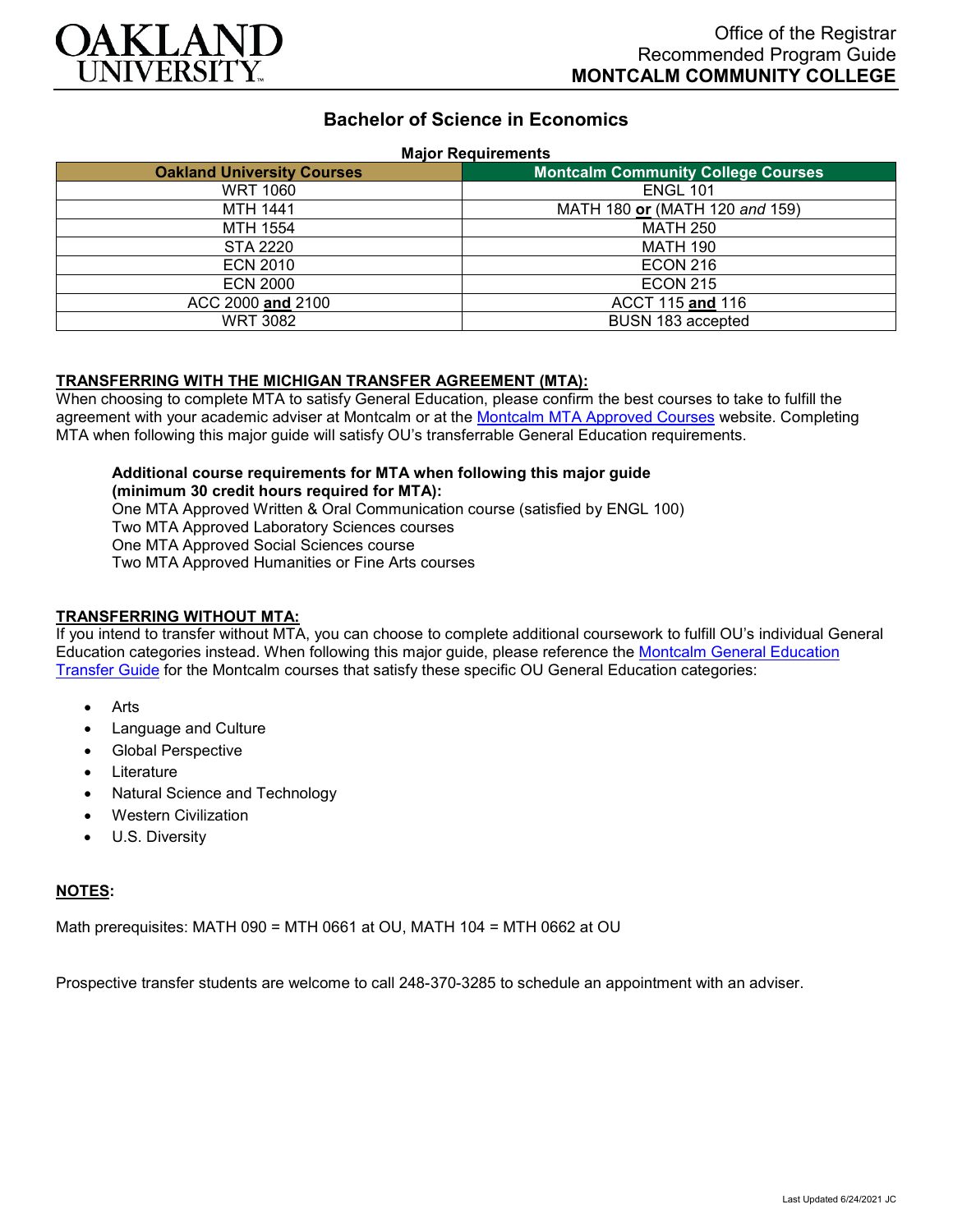OAKLAND UNIVERSITY

Office of the Registrar
Recommended Program Guide
**MONTCALM COMMUNITY COLLEGE**

# Bachelor of Science in Economics

**Major Requirements**

| Oakland University Courses | Montcalm Community College Courses |
| --- | --- |
| WRT 1060 | ENGL 101 |
| MTH 1441 | MATH 180 **or** (MATH 120 *and* 159) |
| MTH 1554 | MATH 250 |
| STA 2220 | MATH 190 |
| ECN 2010 | ECON 216 |
| ECN 2000 | ECON 215 |
| ACC 2000 **and** 2100 | ACCT 115 **and** 116 |
| WRT 3082 | BUSN 183 accepted |

## TRANSFERRING WITH THE MICHIGAN TRANSFER AGREEMENT (MTA):

When choosing to complete MTA to satisfy General Education, please confirm the best courses to take to fulfill the agreement with your academic adviser at Montcalm or at the Montcalm MTA Approved Courses website. Completing MTA when following this major guide will satisfy OU's transferrable General Education requirements.

**Additional course requirements for MTA when following this major guide (minimum 30 credit hours required for MTA):**

One MTA Approved Written & Oral Communication course (satisfied by ENGL 100)
Two MTA Approved Laboratory Sciences courses
One MTA Approved Social Sciences course
Two MTA Approved Humanities or Fine Arts courses

## TRANSFERRING WITHOUT MTA:

If you intend to transfer without MTA, you can choose to complete additional coursework to fulfill OU's individual General Education categories instead. When following this major guide, please reference the Montcalm General Education Transfer Guide for the Montcalm courses that satisfy these specific OU General Education categories:

- Arts
- Language and Culture
- Global Perspective
- Literature
- Natural Science and Technology
- Western Civilization
- U.S. Diversity

## NOTES:

Math prerequisites: MATH 090 = MTH 0661 at OU, MATH 104 = MTH 0662 at OU

Prospective transfer students are welcome to call 248-370-3285 to schedule an appointment with an adviser.

Last Updated 6/24/2021 JC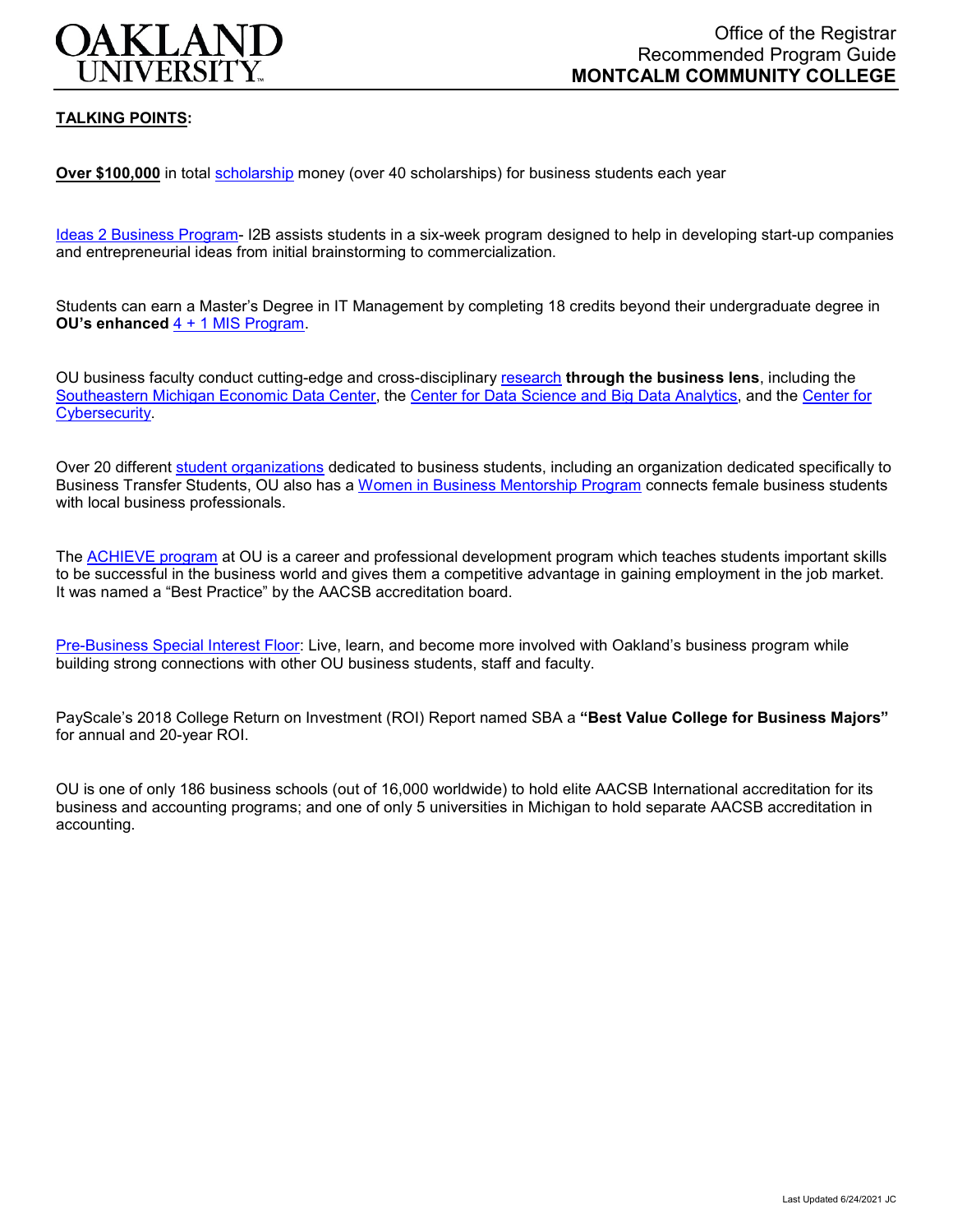**TALKING POINTS:**

**Over $100,000** in total scholarship money (over 40 scholarships) for business students each year

Ideas 2 Business Program- I2B assists students in a six-week program designed to help in developing start-up companies and entrepreneurial ideas from initial brainstorming to commercialization.

Students can earn a Master's Degree in IT Management by completing 18 credits beyond their undergraduate degree in **OU's enhanced** 4 + 1 MIS Program.

OU business faculty conduct cutting-edge and cross-disciplinary research **through the business lens**, including the Southeastern Michigan Economic Data Center, the Center for Data Science and Big Data Analytics, and the Center for Cybersecurity.

Over 20 different student organizations dedicated to business students, including an organization dedicated specifically to Business Transfer Students, OU also has a Women in Business Mentorship Program connects female business students with local business professionals.

The ACHIEVE program at OU is a career and professional development program which teaches students important skills to be successful in the business world and gives them a competitive advantage in gaining employment in the job market. It was named a "Best Practice" by the AACSB accreditation board.

Pre-Business Special Interest Floor: Live, learn, and become more involved with Oakland's business program while building strong connections with other OU business students, staff and faculty.

PayScale's 2018 College Return on Investment (ROI) Report named SBA a **"Best Value College for Business Majors"** for annual and 20-year ROI.

OU is one of only 186 business schools (out of 16,000 worldwide) to hold elite AACSB International accreditation for its business and accounting programs; and one of only 5 universities in Michigan to hold separate AACSB accreditation in accounting.

Last Updated 6/24/2021 JC